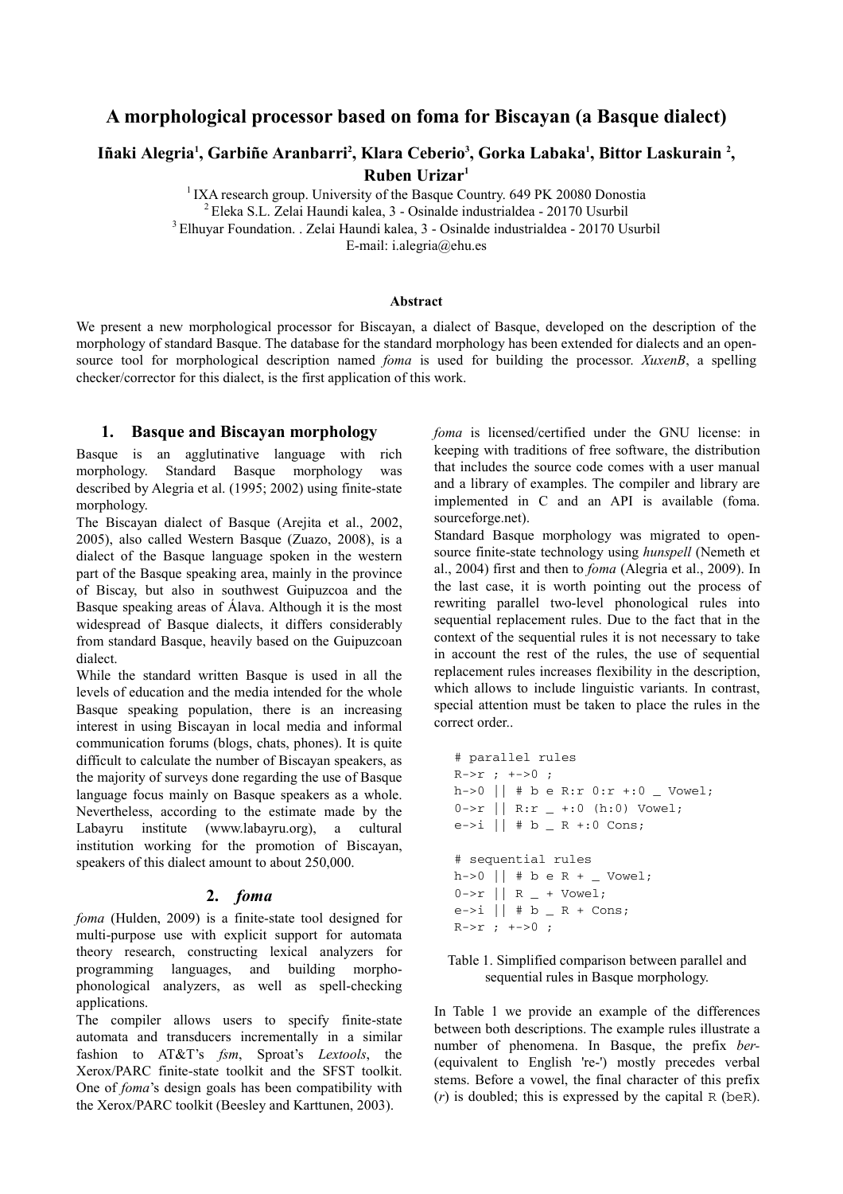# A morphological processor based on foma for Biscayan (a Basque dialect)

**Iñaki Alegria[1], Garbiñe Aranbarri[2], Klara Ceberio[3], Gorka Labaka[1], Bittor Laskurain [2], Ruben Urizar[1]**

[1] IXA research group. University of the Basque Country. 649 PK 20080 Donostia
[2] Eleka S.L. Zelai Haundi kalea, 3 - Osinalde industrialdea - 20170 Usurbil
[3] Elhuyar Foundation. . Zelai Haundi kalea, 3 - Osinalde industrialdea - 20170 Usurbil
E-mail: i.alegria@ehu.es

### Abstract

We present a new morphological processor for Biscayan, a dialect of Basque, developed on the description of the morphology of standard Basque. The database for the standard morphology has been extended for dialects and an open-source tool for morphological description named *foma* is used for building the processor. *XuxenB*, a spelling checker/corrector for this dialect, is the first application of this work.

## 1. Basque and Biscayan morphology

Basque is an agglutinative language with rich morphology. Standard Basque morphology was described by Alegria et al. (1995; 2002) using finite-state morphology.

The Biscayan dialect of Basque (Arejita et al., 2002, 2005), also called Western Basque (Zuazo, 2008), is a dialect of the Basque language spoken in the western part of the Basque speaking area, mainly in the province of Biscay, but also in southwest Guipuzcoa and the Basque speaking areas of Álava. Although it is the most widespread of Basque dialects, it differs considerably from standard Basque, heavily based on the Guipuzcoan dialect.

While the standard written Basque is used in all the levels of education and the media intended for the whole Basque speaking population, there is an increasing interest in using Biscayan in local media and informal communication forums (blogs, chats, phones). It is quite difficult to calculate the number of Biscayan speakers, as the majority of surveys done regarding the use of Basque language focus mainly on Basque speakers as a whole. Nevertheless, according to the estimate made by the Labayru institute (www.labayru.org), a cultural institution working for the promotion of Biscayan, speakers of this dialect amount to about 250,000.

## 2. *foma*

*foma* (Hulden, 2009) is a finite-state tool designed for multi-purpose use with explicit support for automata theory research, constructing lexical analyzers for programming languages, and building morpho-phonological analyzers, as well as spell-checking applications.

The compiler allows users to specify finite-state automata and transducers incrementally in a similar fashion to AT&T's *fsm*, Sproat's *Lextools*, the Xerox/PARC finite-state toolkit and the SFST toolkit. One of *foma*'s design goals has been compatibility with the Xerox/PARC toolkit (Beesley and Karttunen, 2003).

*foma* is licensed/certified under the GNU license: in keeping with traditions of free software, the distribution that includes the source code comes with a user manual and a library of examples. The compiler and library are implemented in C and an API is available (foma. sourceforge.net).

Standard Basque morphology was migrated to open-source finite-state technology using *hunspell* (Nemeth et al., 2004) first and then to *foma* (Alegria et al., 2009). In the last case, it is worth pointing out the process of rewriting parallel two-level phonological rules into sequential replacement rules. Due to the fact that in the context of the sequential rules it is not necessary to take in account the rest of the rules, the use of sequential replacement rules increases flexibility in the description, which allows to include linguistic variants. In contrast, special attention must be taken to place the rules in the correct order..

```
# parallel rules
R->r ; +->0 ;
h->0 || # b e R:r 0:r +:0 _ Vowel;
0->r || R:r _ +:0 (h:0) Vowel;
e->i || # b _ R +:0 Cons;

# sequential rules
h->0 || # b e R + _ Vowel;
0->r || R _ + Vowel;
e->i || # b _ R + Cons;
R->r ; +->0 ;
```

Table 1. Simplified comparison between parallel and sequential rules in Basque morphology.

In Table 1 we provide an example of the differences between both descriptions. The example rules illustrate a number of phenomena. In Basque, the prefix *ber-* (equivalent to English 're-') mostly precedes verbal stems. Before a vowel, the final character of this prefix (*r*) is doubled; this is expressed by the capital `R` (`beR`).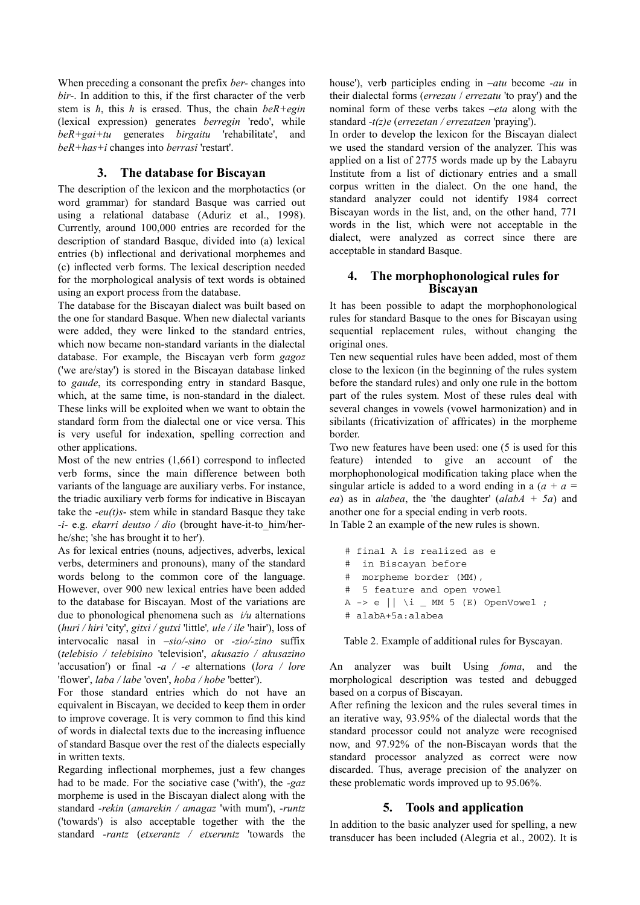When preceding a consonant the prefix *ber-* changes into *bir-*. In addition to this, if the first character of the verb stem is *h*, this *h* is erased. Thus, the chain *beR+egin* (lexical expression) generates *berregin* 'redo', while *beR+gai+tu* generates *birgaitu* 'rehabilitate', and *beR+has+i* changes into *berrasi* 'restart'.

## 3. The database for Biscayan

The description of the lexicon and the morphotactics (or word grammar) for standard Basque was carried out using a relational database (Aduriz et al., 1998). Currently, around 100,000 entries are recorded for the description of standard Basque, divided into (a) lexical entries (b) inflectional and derivational morphemes and (c) inflected verb forms. The lexical description needed for the morphological analysis of text words is obtained using an export process from the database.

The database for the Biscayan dialect was built based on the one for standard Basque. When new dialectal variants were added, they were linked to the standard entries, which now became non-standard variants in the dialectal database. For example, the Biscayan verb form *gagoz* ('we are/stay') is stored in the Biscayan database linked to *gaude*, its corresponding entry in standard Basque, which, at the same time, is non-standard in the dialect. These links will be exploited when we want to obtain the standard form from the dialectal one or vice versa. This is very useful for indexation, spelling correction and other applications.

Most of the new entries (1,661) correspond to inflected verb forms, since the main difference between both variants of the language are auxiliary verbs. For instance, the triadic auxiliary verb forms for indicative in Biscayan take the *-eu(t)s-* stem while in standard Basque they take *-i-* e.g. *ekarri deutso / dio* (brought have-it-to_him/her-he/she; 'she has brought it to her').

As for lexical entries (nouns, adjectives, adverbs, lexical verbs, determiners and pronouns), many of the standard words belong to the common core of the language. However, over 900 new lexical entries have been added to the database for Biscayan. Most of the variations are due to phonological phenomena such as *i/u* alternations (*huri / hiri* 'city', *gitxi / gutxi* 'little', *ule / ile* 'hair'), loss of intervocalic nasal in *–sio/-sino* or *-zio/-zino* suffix (*telebisio / telebisino* 'television', *akusazio / akusazino* 'accusation') or final *-a / -e* alternations (*lora / lore* 'flower', *laba / labe* 'oven', *hoba / hobe* 'better').

For those standard entries which do not have an equivalent in Biscayan, we decided to keep them in order to improve coverage. It is very common to find this kind of words in dialectal texts due to the increasing influence of standard Basque over the rest of the dialects especially in written texts.

Regarding inflectional morphemes, just a few changes had to be made. For the sociative case ('with'), the *-gaz* morpheme is used in the Biscayan dialect along with the standard *-rekin* (*amarekin / amagaz* 'with mum'), *-runtz* ('towards') is also acceptable together with the the standard *-rantz* (*etxerantz / etxeruntz* 'towards the house'), verb participles ending in *–atu* become *-au* in their dialectal forms (*errezau / errezatu* 'to pray') and the nominal form of these verbs takes *–eta* along with the standard *-t(z)e* (*errezetan / errezatzen* 'praying').

In order to develop the lexicon for the Biscayan dialect we used the standard version of the analyzer. This was applied on a list of 2775 words made up by the Labayru Institute from a list of dictionary entries and a small corpus written in the dialect. On the one hand, the standard analyzer could not identify 1984 correct Biscayan words in the list, and, on the other hand, 771 words in the list, which were not acceptable in the dialect, were analyzed as correct since there are acceptable in standard Basque.

## 4. The morphophonological rules for Biscayan

It has been possible to adapt the morphophonological rules for standard Basque to the ones for Biscayan using sequential replacement rules, without changing the original ones.

Ten new sequential rules have been added, most of them close to the lexicon (in the beginning of the rules system before the standard rules) and only one rule in the bottom part of the rules system. Most of these rules deal with several changes in vowels (vowel harmonization) and in sibilants (fricativization of affricates) in the morpheme border.

Two new features have been used: one (5 is used for this feature) intended to give an account of the morphophonological modification taking place when the singular article is added to a word ending in a (*a + a = ea*) as in *alabea*, the 'the daughter' (*alabA + 5a*) and another one for a special ending in verb roots.

In Table 2 an example of the new rules is shown.

```
# final A is realized as e
#  in Biscayan before
#  morpheme border (MM),
#  5 feature and open vowel
A -> e || \i _ MM 5 (E) OpenVowel ;
# alabA+5a:alabea
```

Table 2. Example of additional rules for Byscayan.

An analyzer was built Using *foma*, and the morphological description was tested and debugged based on a corpus of Biscayan.

After refining the lexicon and the rules several times in an iterative way, 93.95% of the dialectal words that the standard processor could not analyze were recognised now, and 97.92% of the non-Biscayan words that the standard processor analyzed as correct were now discarded. Thus, average precision of the analyzer on these problematic words improved up to 95.06%.

## 5. Tools and application

In addition to the basic analyzer used for spelling, a new transducer has been included (Alegria et al., 2002). It is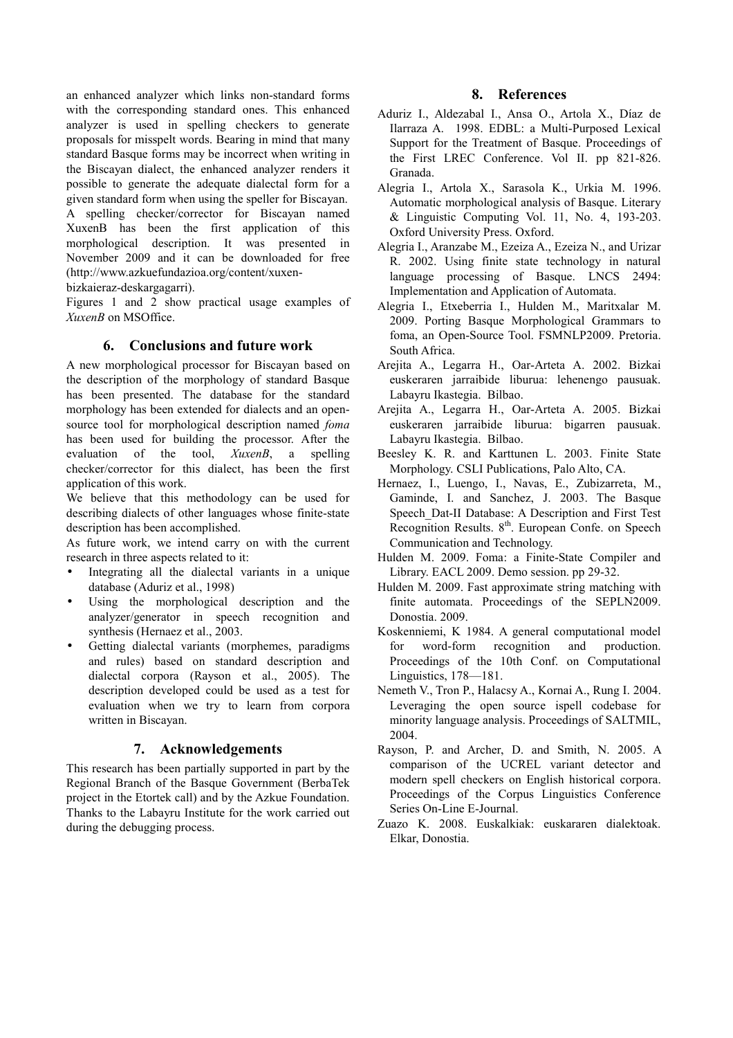an enhanced analyzer which links non-standard forms with the corresponding standard ones. This enhanced analyzer is used in spelling checkers to generate proposals for misspelt words. Bearing in mind that many standard Basque forms may be incorrect when writing in the Biscayan dialect, the enhanced analyzer renders it possible to generate the adequate dialectal form for a given standard form when using the speller for Biscayan.

A spelling checker/corrector for Biscayan named XuxenB has been the first application of this morphological description. It was presented in November 2009 and it can be downloaded for free (http://www.azkuefundazioa.org/content/xuxen-bizkaieraz-deskargagarri).

Figures 1 and 2 show practical usage examples of *XuxenB* on MSOffice.

## 6. Conclusions and future work

A new morphological processor for Biscayan based on the description of the morphology of standard Basque has been presented. The database for the standard morphology has been extended for dialects and an open-source tool for morphological description named *foma* has been used for building the processor. After the evaluation of the tool, *XuxenB*, a spelling checker/corrector for this dialect, has been the first application of this work.

We believe that this methodology can be used for describing dialects of other languages whose finite-state description has been accomplished.

As future work, we intend carry on with the current research in three aspects related to it:

- Integrating all the dialectal variants in a unique database (Aduriz et al., 1998)
- Using the morphological description and the analyzer/generator in speech recognition and synthesis (Hernaez et al., 2003.
- Getting dialectal variants (morphemes, paradigms and rules) based on standard description and dialectal corpora (Rayson et al., 2005). The description developed could be used as a test for evaluation when we try to learn from corpora written in Biscayan.

## 7. Acknowledgements

This research has been partially supported in part by the Regional Branch of the Basque Government (BerbaTek project in the Etortek call) and by the Azkue Foundation. Thanks to the Labayru Institute for the work carried out during the debugging process.

## 8. References

Aduriz I., Aldezabal I., Ansa O., Artola X., Díaz de Ilarraza A. 1998. EDBL: a Multi-Purposed Lexical Support for the Treatment of Basque. Proceedings of the First LREC Conference. Vol II. pp 821-826. Granada.

Alegria I., Artola X., Sarasola K., Urkia M. 1996. Automatic morphological analysis of Basque. Literary & Linguistic Computing Vol. 11, No. 4, 193-203. Oxford University Press. Oxford.

Alegria I., Aranzabe M., Ezeiza A., Ezeiza N., and Urizar R. 2002. Using finite state technology in natural language processing of Basque. LNCS 2494: Implementation and Application of Automata.

Alegria I., Etxeberria I., Hulden M., Maritxalar M. 2009. Porting Basque Morphological Grammars to foma, an Open-Source Tool. FSMNLP2009. Pretoria. South Africa.

Arejita A., Legarra H., Oar-Arteta A. 2002. Bizkai euskeraren jarraibide liburua: lehenengo pausuak. Labayru Ikastegia. Bilbao.

Arejita A., Legarra H., Oar-Arteta A. 2005. Bizkai euskeraren jarraibide liburua: bigarren pausuak. Labayru Ikastegia. Bilbao.

Beesley K. R. and Karttunen L. 2003. Finite State Morphology. CSLI Publications, Palo Alto, CA.

Hernaez, I., Luengo, I., Navas, E., Zubizarreta, M., Gaminde, I. and Sanchez, J. 2003. The Basque Speech_Dat-II Database: A Description and First Test Recognition Results. 8th. European Confe. on Speech Communication and Technology.

Hulden M. 2009. Foma: a Finite-State Compiler and Library. EACL 2009. Demo session. pp 29-32.

Hulden M. 2009. Fast approximate string matching with finite automata. Proceedings of the SEPLN2009. Donostia. 2009.

Koskenniemi, K 1984. A general computational model for word-form recognition and production. Proceedings of the 10th Conf. on Computational Linguistics, 178—181.

Nemeth V., Tron P., Halacsy A., Kornai A., Rung I. 2004. Leveraging the open source ispell codebase for minority language analysis. Proceedings of SALTMIL, 2004.

Rayson, P. and Archer, D. and Smith, N. 2005. A comparison of the UCREL variant detector and modern spell checkers on English historical corpora. Proceedings of the Corpus Linguistics Conference Series On-Line E-Journal.

Zuazo K. 2008. Euskalkiak: euskararen dialektoak. Elkar, Donostia.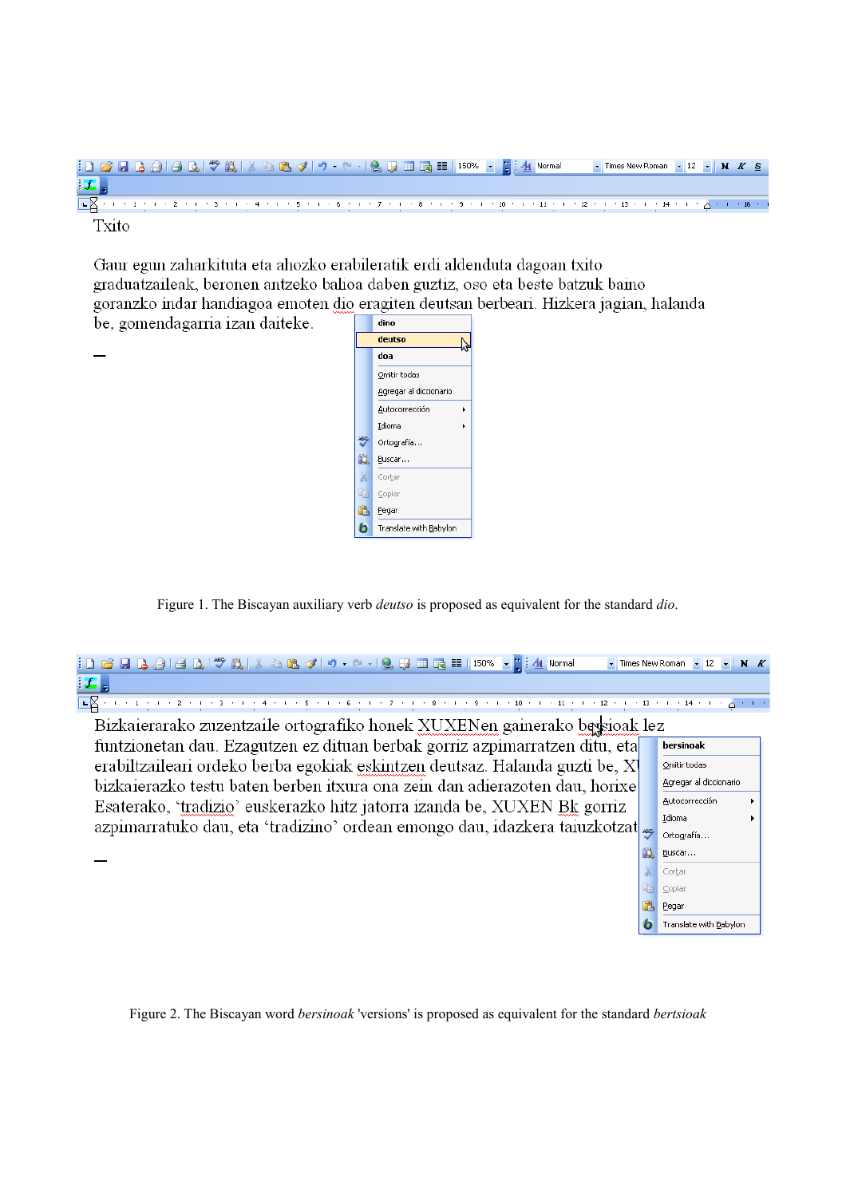Txito

Gaur egun zaharkituta eta ahozko erabileratik erdi aldenduta dagoan txito graduatzaileak, beronen antzeko balioa daben guztiz, oso eta beste batzuk baino goranzko indar handiagoa emoten dio eragiten deutsan berbeari. Hizkera jagian, halanda be, gomendagarria izan daiteke.

dino
deutso
doa
Omitir todas
Agregar al diccionario
Autocorrección
Idioma
Ortografía...
Buscar...
Cortar
Copiar
Pegar
Translate with Babylon

Figure 1. The Biscayan auxiliary verb *deutso* is proposed as equivalent for the standard *dio*.

Bizkaierarako zuzentzaile ortografiko honek XUXENen gainerako bertsioak lez funtzionetan dau. Ezagutzen ez dituan berbak gorriz azpimarratzen ditu, eta erabiltzaileari ordeko berba egokiak eskintzen deutsaz. Halanda guzti be, XU bizkaierazko testu baten berben itxura ona zein dan adierazoten dau, horixe Esaterako, 'tradizio' euskerazko hitz jatorra izanda be, XUXEN Bk gorriz azpimarratuko dau, eta 'tradizino' ordean emongo dau, idazkera taiuzkotzat

bersinoak
Omitir todas
Agregar al diccionario
Autocorrección
Idioma
Ortografía...
Buscar...
Cortar
Copiar
Pegar
Translate with Babylon

Figure 2. The Biscayan word *bersinoak* 'versions' is proposed as equivalent for the standard *bertsioak*